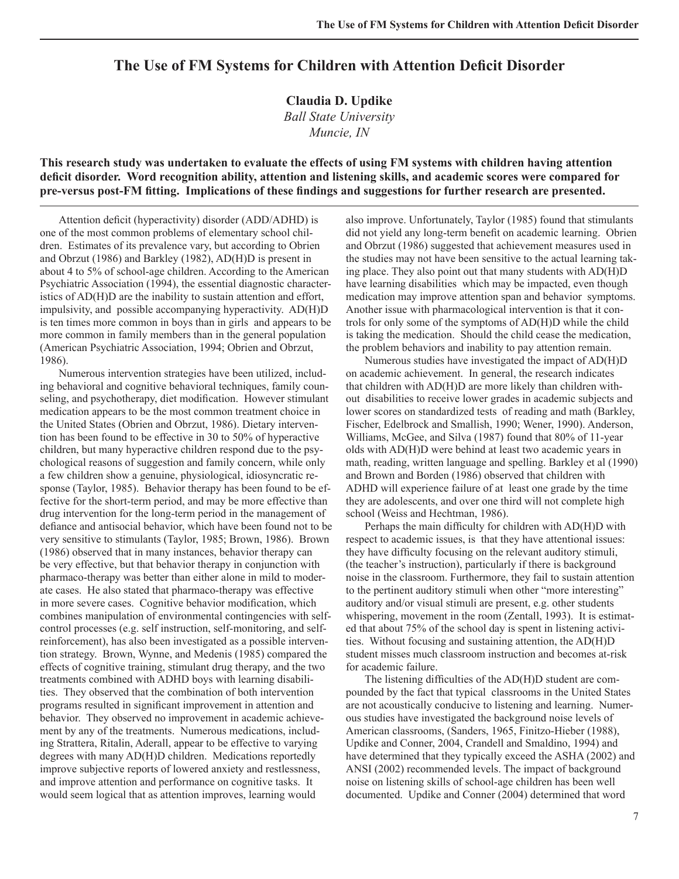# The Use of FM Systems for Children with Attention Deficit Disorder

**Claudia D. Updike**
*Ball State University*
*Muncie, IN*

**This research study was undertaken to evaluate the effects of using FM systems with children having attention deficit disorder. Word recognition ability, attention and listening skills, and academic scores were compared for pre-versus post-FM fitting. Implications of these findings and suggestions for further research are presented.**

Attention deficit (hyperactivity) disorder (ADD/ADHD) is one of the most common problems of elementary school children. Estimates of its prevalence vary, but according to Obrien and Obrzut (1986) and Barkley (1982), AD(H)D is present in about 4 to 5% of school-age children. According to the American Psychiatric Association (1994), the essential diagnostic characteristics of AD(H)D are the inability to sustain attention and effort, impulsivity, and possible accompanying hyperactivity. AD(H)D is ten times more common in boys than in girls and appears to be more common in family members than in the general population (American Psychiatric Association, 1994; Obrien and Obrzut, 1986).

Numerous intervention strategies have been utilized, including behavioral and cognitive behavioral techniques, family counseling, and psychotherapy, diet modification. However stimulant medication appears to be the most common treatment choice in the United States (Obrien and Obrzut, 1986). Dietary intervention has been found to be effective in 30 to 50% of hyperactive children, but many hyperactive children respond due to the psychological reasons of suggestion and family concern, while only a few children show a genuine, physiological, idiosyncratic response (Taylor, 1985). Behavior therapy has been found to be effective for the short-term period, and may be more effective than drug intervention for the long-term period in the management of defiance and antisocial behavior, which have been found not to be very sensitive to stimulants (Taylor, 1985; Brown, 1986). Brown (1986) observed that in many instances, behavior therapy can be very effective, but that behavior therapy in conjunction with pharmaco-therapy was better than either alone in mild to moderate cases. He also stated that pharmaco-therapy was effective in more severe cases. Cognitive behavior modification, which combines manipulation of environmental contingencies with self-control processes (e.g. self instruction, self-monitoring, and self-reinforcement), has also been investigated as a possible intervention strategy. Brown, Wynne, and Medenis (1985) compared the effects of cognitive training, stimulant drug therapy, and the two treatments combined with ADHD boys with learning disabilities. They observed that the combination of both intervention programs resulted in significant improvement in attention and behavior. They observed no improvement in academic achievement by any of the treatments. Numerous medications, including Strattera, Ritalin, Aderall, appear to be effective to varying degrees with many AD(H)D children. Medications reportedly improve subjective reports of lowered anxiety and restlessness, and improve attention and performance on cognitive tasks. It would seem logical that as attention improves, learning would also improve. Unfortunately, Taylor (1985) found that stimulants did not yield any long-term benefit on academic learning. Obrien and Obrzut (1986) suggested that achievement measures used in the studies may not have been sensitive to the actual learning taking place. They also point out that many students with AD(H)D have learning disabilities which may be impacted, even though medication may improve attention span and behavior symptoms. Another issue with pharmacological intervention is that it controls for only some of the symptoms of AD(H)D while the child is taking the medication. Should the child cease the medication, the problem behaviors and inability to pay attention remain.

Numerous studies have investigated the impact of AD(H)D on academic achievement. In general, the research indicates that children with AD(H)D are more likely than children without disabilities to receive lower grades in academic subjects and lower scores on standardized tests of reading and math (Barkley, Fischer, Edelbrock and Smallish, 1990; Wener, 1990). Anderson, Williams, McGee, and Silva (1987) found that 80% of 11-year olds with AD(H)D were behind at least two academic years in math, reading, written language and spelling. Barkley et al (1990) and Brown and Borden (1986) observed that children with ADHD will experience failure of at least one grade by the time they are adolescents, and over one third will not complete high school (Weiss and Hechtman, 1986).

Perhaps the main difficulty for children with AD(H)D with respect to academic issues, is that they have attentional issues: they have difficulty focusing on the relevant auditory stimuli, (the teacher's instruction), particularly if there is background noise in the classroom. Furthermore, they fail to sustain attention to the pertinent auditory stimuli when other "more interesting" auditory and/or visual stimuli are present, e.g. other students whispering, movement in the room (Zentall, 1993). It is estimated that about 75% of the school day is spent in listening activities. Without focusing and sustaining attention, the AD(H)D student misses much classroom instruction and becomes at-risk for academic failure.

The listening difficulties of the AD(H)D student are compounded by the fact that typical classrooms in the United States are not acoustically conducive to listening and learning. Numerous studies have investigated the background noise levels of American classrooms, (Sanders, 1965, Finitzo-Hieber (1988), Updike and Conner, 2004, Crandell and Smaldino, 1994) and have determined that they typically exceed the ASHA (2002) and ANSI (2002) recommended levels. The impact of background noise on listening skills of school-age children has been well documented. Updike and Conner (2004) determined that word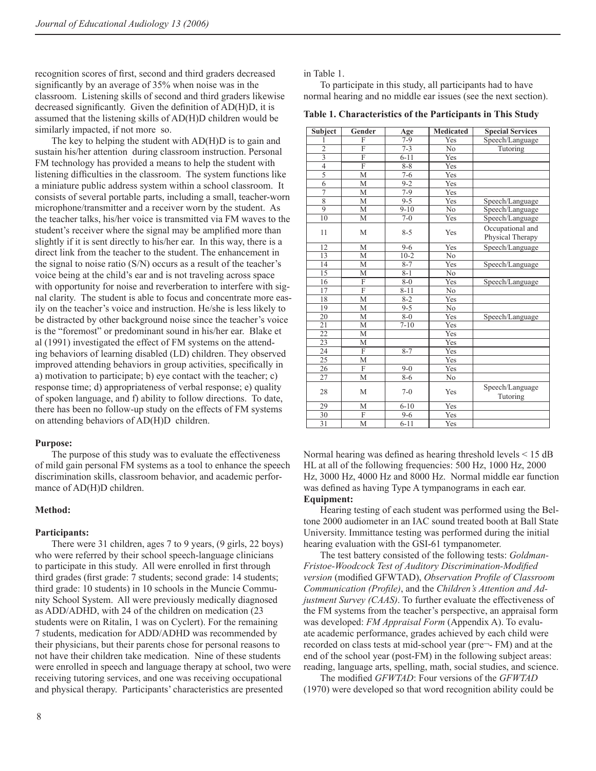recognition scores of first, second and third graders decreased significantly by an average of 35% when noise was in the classroom. Listening skills of second and third graders likewise decreased significantly. Given the definition of AD(H)D, it is assumed that the listening skills of AD(H)D children would be similarly impacted, if not more so.

The key to helping the student with AD(H)D is to gain and sustain his/her attention during classroom instruction. Personal FM technology has provided a means to help the student with listening difficulties in the classroom. The system functions like a miniature public address system within a school classroom. It consists of several portable parts, including a small, teacher-worn microphone/transmitter and a receiver worn by the student. As the teacher talks, his/her voice is transmitted via FM waves to the student's receiver where the signal may be amplified more than slightly if it is sent directly to his/her ear. In this way, there is a direct link from the teacher to the student. The enhancement in the signal to noise ratio (S/N) occurs as a result of the teacher's voice being at the child's ear and is not traveling across space with opportunity for noise and reverberation to interfere with signal clarity. The student is able to focus and concentrate more easily on the teacher's voice and instruction. He/she is less likely to be distracted by other background noise since the teacher's voice is the "foremost" or predominant sound in his/her ear. Blake et al (1991) investigated the effect of FM systems on the attending behaviors of learning disabled (LD) children. They observed improved attending behaviors in group activities, specifically in a) motivation to participate; b) eye contact with the teacher; c) response time; d) appropriateness of verbal response; e) quality of spoken language, and f) ability to follow directions. To date, there has been no follow-up study on the effects of FM systems on attending behaviors of AD(H)D children.

**Purpose:**

The purpose of this study was to evaluate the effectiveness of mild gain personal FM systems as a tool to enhance the speech discrimination skills, classroom behavior, and academic performance of AD(H)D children.

**Method:**

**Participants:**

There were 31 children, ages 7 to 9 years, (9 girls, 22 boys) who were referred by their school speech-language clinicians to participate in this study. All were enrolled in first through third grades (first grade: 7 students; second grade: 14 students; third grade: 10 students) in 10 schools in the Muncie Community School System. All were previously medically diagnosed as ADD/ADHD, with 24 of the children on medication (23 students were on Ritalin, 1 was on Cyclert). For the remaining 7 students, medication for ADD/ADHD was recommended by their physicians, but their parents chose for personal reasons to not have their children take medication. Nine of these students were enrolled in speech and language therapy at school, two were receiving tutoring services, and one was receiving occupational and physical therapy. Participants' characteristics are presented in Table 1.

To participate in this study, all participants had to have normal hearing and no middle ear issues (see the next section).

**Table 1. Characteristics of the Participants in This Study**

| Subject | Gender | Age | Medicated | Special Services |
|---|---|---|---|---|
| 1 | F | 7-9 | Yes | Speech/Language |
| 2 | F | 7-3 | No | Tutoring |
| 3 | F | 6-11 | Yes | |
| 4 | F | 8-8 | Yes | |
| 5 | M | 7-6 | Yes | |
| 6 | M | 9-2 | Yes | |
| 7 | M | 7-9 | Yes | |
| 8 | M | 9-5 | Yes | Speech/Language |
| 9 | M | 9-10 | No | Speech/Language |
| 10 | M | 7-0 | Yes | Speech/Language |
| 11 | M | 8-5 | Yes | Occupational and Physical Therapy |
| 12 | M | 9-6 | Yes | Speech/Language |
| 13 | M | 10-2 | No | |
| 14 | M | 8-7 | Yes | Speech/Language |
| 15 | M | 8-1 | No | |
| 16 | F | 8-0 | Yes | Speech/Language |
| 17 | F | 8-11 | No | |
| 18 | M | 8-2 | Yes | |
| 19 | M | 9-5 | No | |
| 20 | M | 8-0 | Yes | Speech/Language |
| 21 | M | 7-10 | Yes | |
| 22 | M | | Yes | |
| 23 | M | | Yes | |
| 24 | F | 8-7 | Yes | |
| 25 | M | | Yes | |
| 26 | F | 9-0 | Yes | |
| 27 | M | 8-6 | No | |
| 28 | M | 7-0 | Yes | Speech/Language Tutoring |
| 29 | M | 6-10 | Yes | |
| 30 | F | 9-6 | Yes | |
| 31 | M | 6-11 | Yes | |

Normal hearing was defined as hearing threshold levels < 15 dB HL at all of the following frequencies: 500 Hz, 1000 Hz, 2000 Hz, 3000 Hz, 4000 Hz and 8000 Hz. Normal middle ear function was defined as having Type A tympanograms in each ear.

**Equipment:**

Hearing testing of each student was performed using the Beltone 2000 audiometer in an IAC sound treated booth at Ball State University. Immittance testing was performed during the initial hearing evaluation with the GSI-61 tympanometer.

The test battery consisted of the following tests: *Goldman-Fristoe-Woodcock Test of Auditory Discrimination-Modified version* (modified GFWTAD), *Observation Profile of Classroom Communication (Profile)*, and the *Children's Attention and Adjustment Survey (CAAS)*. To further evaluate the effectiveness of the FM systems from the teacher's perspective, an appraisal form was developed: *FM Appraisal Form* (Appendix A). To evaluate academic performance, grades achieved by each child were recorded on class tests at mid-school year (pre¬- FM) and at the end of the school year (post-FM) in the following subject areas: reading, language arts, spelling, math, social studies, and science.

The modified *GFWTAD*: Four versions of the *GFWTAD* (1970) were developed so that word recognition ability could be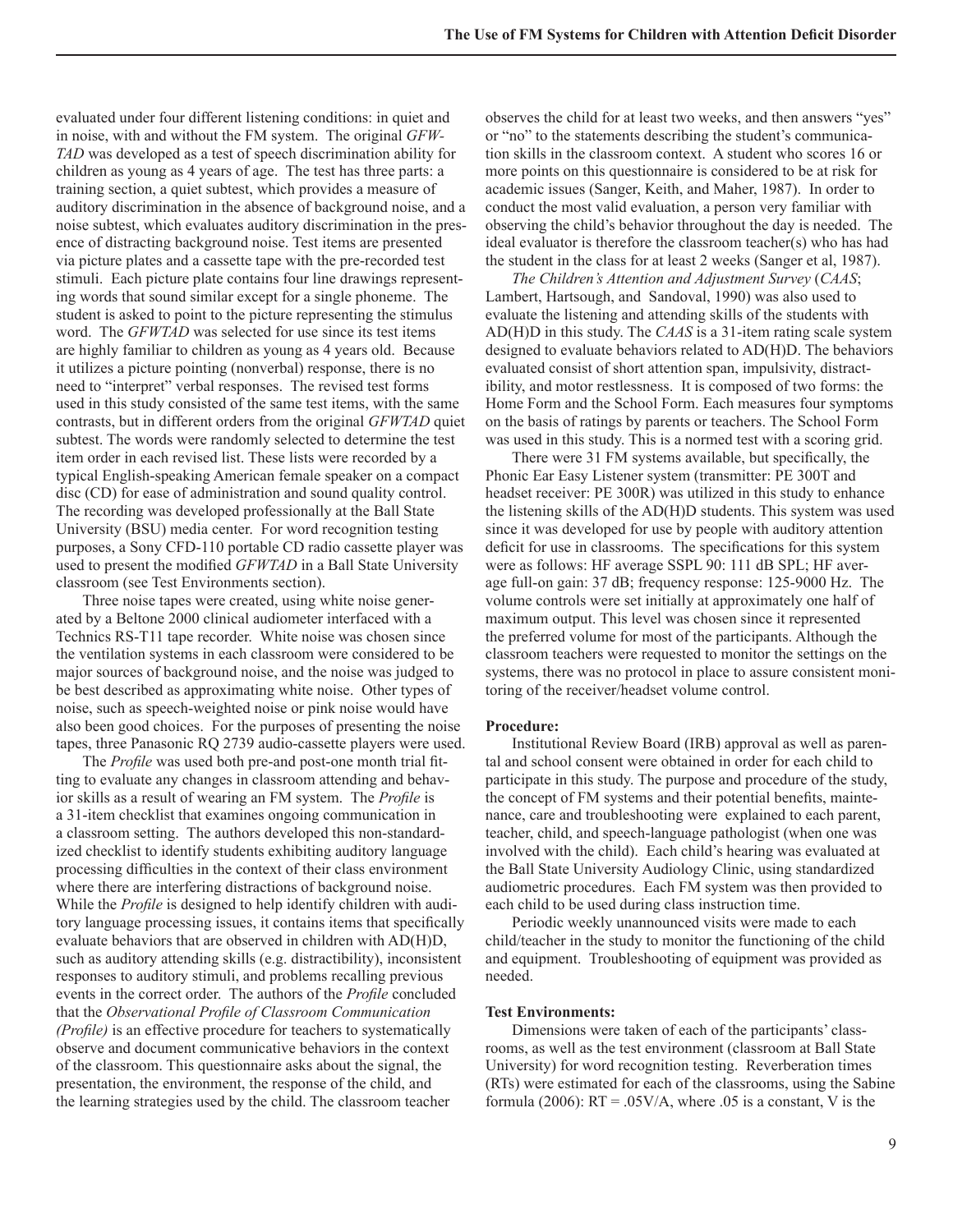evaluated under four different listening conditions: in quiet and in noise, with and without the FM system. The original *GFW-TAD* was developed as a test of speech discrimination ability for children as young as 4 years of age. The test has three parts: a training section, a quiet subtest, which provides a measure of auditory discrimination in the absence of background noise, and a noise subtest, which evaluates auditory discrimination in the presence of distracting background noise. Test items are presented via picture plates and a cassette tape with the pre-recorded test stimuli. Each picture plate contains four line drawings representing words that sound similar except for a single phoneme. The student is asked to point to the picture representing the stimulus word. The *GFWTAD* was selected for use since its test items are highly familiar to children as young as 4 years old. Because it utilizes a picture pointing (nonverbal) response, there is no need to "interpret" verbal responses. The revised test forms used in this study consisted of the same test items, with the same contrasts, but in different orders from the original *GFWTAD* quiet subtest. The words were randomly selected to determine the test item order in each revised list. These lists were recorded by a typical English-speaking American female speaker on a compact disc (CD) for ease of administration and sound quality control. The recording was developed professionally at the Ball State University (BSU) media center. For word recognition testing purposes, a Sony CFD-110 portable CD radio cassette player was used to present the modified *GFWTAD* in a Ball State University classroom (see Test Environments section).

Three noise tapes were created, using white noise generated by a Beltone 2000 clinical audiometer interfaced with a Technics RS-T11 tape recorder. White noise was chosen since the ventilation systems in each classroom were considered to be major sources of background noise, and the noise was judged to be best described as approximating white noise. Other types of noise, such as speech-weighted noise or pink noise would have also been good choices. For the purposes of presenting the noise tapes, three Panasonic RQ 2739 audio-cassette players were used.

The *Profile* was used both pre-and post-one month trial fitting to evaluate any changes in classroom attending and behavior skills as a result of wearing an FM system. The *Profile* is a 31-item checklist that examines ongoing communication in a classroom setting. The authors developed this non-standardized checklist to identify students exhibiting auditory language processing difficulties in the context of their class environment where there are interfering distractions of background noise. While the *Profile* is designed to help identify children with auditory language processing issues, it contains items that specifically evaluate behaviors that are observed in children with AD(H)D, such as auditory attending skills (e.g. distractibility), inconsistent responses to auditory stimuli, and problems recalling previous events in the correct order. The authors of the *Profile* concluded that the *Observational Profile of Classroom Communication (Profile)* is an effective procedure for teachers to systematically observe and document communicative behaviors in the context of the classroom. This questionnaire asks about the signal, the presentation, the environment, the response of the child, and the learning strategies used by the child. The classroom teacher observes the child for at least two weeks, and then answers "yes" or "no" to the statements describing the student's communication skills in the classroom context. A student who scores 16 or more points on this questionnaire is considered to be at risk for academic issues (Sanger, Keith, and Maher, 1987). In order to conduct the most valid evaluation, a person very familiar with observing the child's behavior throughout the day is needed. The ideal evaluator is therefore the classroom teacher(s) who has had the student in the class for at least 2 weeks (Sanger et al, 1987).

*The Children's Attention and Adjustment Survey* (*CAAS*; Lambert, Hartsough, and Sandoval, 1990) was also used to evaluate the listening and attending skills of the students with AD(H)D in this study. The *CAAS* is a 31-item rating scale system designed to evaluate behaviors related to AD(H)D. The behaviors evaluated consist of short attention span, impulsivity, distractibility, and motor restlessness. It is composed of two forms: the Home Form and the School Form. Each measures four symptoms on the basis of ratings by parents or teachers. The School Form was used in this study. This is a normed test with a scoring grid.

There were 31 FM systems available, but specifically, the Phonic Ear Easy Listener system (transmitter: PE 300T and headset receiver: PE 300R) was utilized in this study to enhance the listening skills of the AD(H)D students. This system was used since it was developed for use by people with auditory attention deficit for use in classrooms. The specifications for this system were as follows: HF average SSPL 90: 111 dB SPL; HF average full-on gain: 37 dB; frequency response: 125-9000 Hz. The volume controls were set initially at approximately one half of maximum output. This level was chosen since it represented the preferred volume for most of the participants. Although the classroom teachers were requested to monitor the settings on the systems, there was no protocol in place to assure consistent monitoring of the receiver/headset volume control.

**Procedure:**

Institutional Review Board (IRB) approval as well as parental and school consent were obtained in order for each child to participate in this study. The purpose and procedure of the study, the concept of FM systems and their potential benefits, maintenance, care and troubleshooting were explained to each parent, teacher, child, and speech-language pathologist (when one was involved with the child). Each child's hearing was evaluated at the Ball State University Audiology Clinic, using standardized audiometric procedures. Each FM system was then provided to each child to be used during class instruction time.

Periodic weekly unannounced visits were made to each child/teacher in the study to monitor the functioning of the child and equipment. Troubleshooting of equipment was provided as needed.

**Test Environments:**

Dimensions were taken of each of the participants' classrooms, as well as the test environment (classroom at Ball State University) for word recognition testing. Reverberation times (RTs) were estimated for each of the classrooms, using the Sabine formula (2006): $RT = .05V/A$, where .05 is a constant, V is the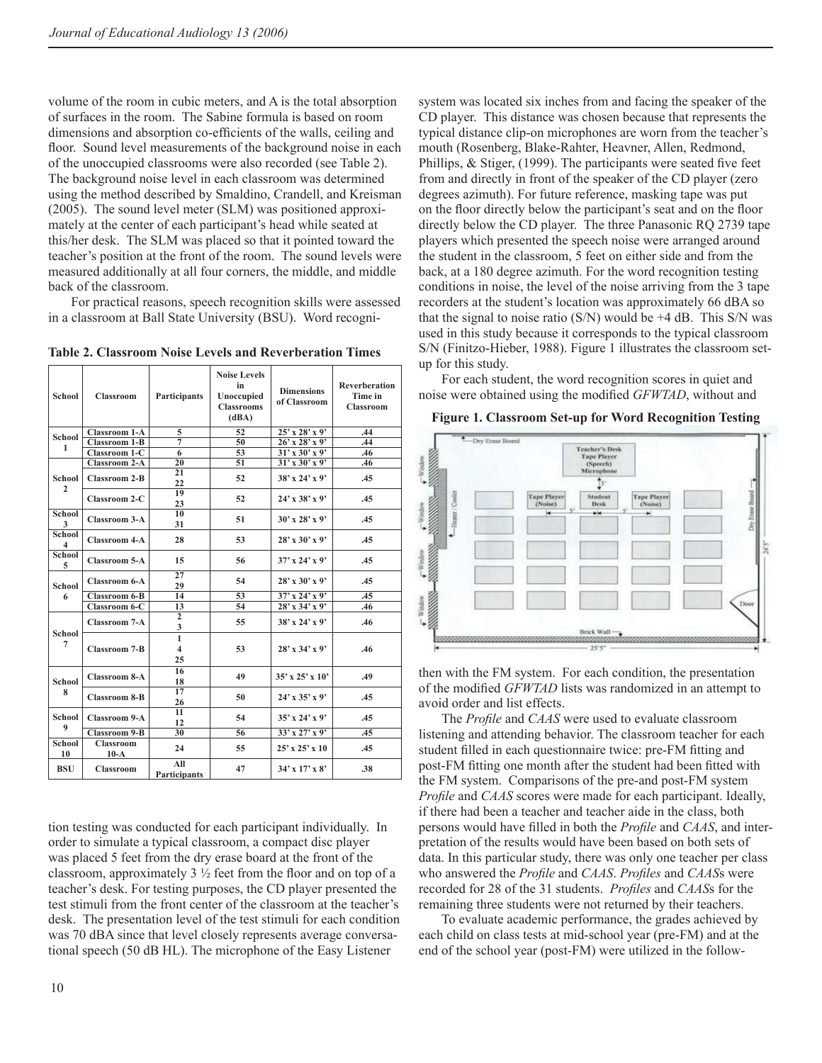volume of the room in cubic meters, and A is the total absorption of surfaces in the room. The Sabine formula is based on room dimensions and absorption co-efficients of the walls, ceiling and floor. Sound level measurements of the background noise in each of the unoccupied classrooms were also recorded (see Table 2). The background noise level in each classroom was determined using the method described by Smaldino, Crandell, and Kreisman (2005). The sound level meter (SLM) was positioned approximately at the center of each participant's head while seated at this/her desk. The SLM was placed so that it pointed toward the teacher's position at the front of the room. The sound levels were measured additionally at all four corners, the middle, and middle back of the classroom.

For practical reasons, speech recognition skills were assessed in a classroom at Ball State University (BSU). Word recognition testing was conducted for each participant individually. In order to simulate a typical classroom, a compact disc player was placed 5 feet from the dry erase board at the front of the classroom, approximately 3 ½ feet from the floor and on top of a teacher's desk. For testing purposes, the CD player presented the test stimuli from the front center of the classroom at the teacher's desk. The presentation level of the test stimuli for each condition was 70 dBA since that level closely represents average conversational speech (50 dB HL). The microphone of the Easy Listener system was located six inches from and facing the speaker of the CD player. This distance was chosen because that represents the typical distance clip-on microphones are worn from the teacher's mouth (Rosenberg, Blake-Rahter, Heavner, Allen, Redmond, Phillips, & Stiger, (1999). The participants were seated five feet from and directly in front of the speaker of the CD player (zero degrees azimuth). For future reference, masking tape was put on the floor directly below the participant's seat and on the floor directly below the CD player. The three Panasonic RQ 2739 tape players which presented the speech noise were arranged around the student in the classroom, 5 feet on either side and from the back, at a 180 degree azimuth. For the word recognition testing conditions in noise, the level of the noise arriving from the 3 tape recorders at the student's location was approximately 66 dBA so that the signal to noise ratio (S/N) would be +4 dB. This S/N was used in this study because it corresponds to the typical classroom S/N (Finitzo-Hieber, 1988). Figure 1 illustrates the classroom set-up for this study.

**Table 2. Classroom Noise Levels and Reverberation Times**

| School | Classroom | Participants | Noise Levels in Unoccupied Classrooms (dBA) | Dimensions of Classroom | Reverberation Time in Classroom |
|---|---|---|---|---|---|
| School 1 | Classroom 1-A | 5 | 52 | 25' x 28' x 9' | .44 |
| | Classroom 1-B | 7 | 50 | 26' x 28' x 9' | .44 |
| | Classroom 1-C | 6 | 53 | 31' x 30' x 9' | .46 |
| School 2 | Classroom 2-A | 20 | 51 | 31' x 30' x 9' | .46 |
| | Classroom 2-B | 21, 22 | 52 | 38' x 24' x 9' | .45 |
| | Classroom 2-C | 19, 23 | 52 | 24' x 38' x 9' | .45 |
| School 3 | Classroom 3-A | 10, 31 | 51 | 30' x 28' x 9' | .45 |
| School 4 | Classroom 4-A | 28 | 53 | 28' x 30' x 9' | .45 |
| School 5 | Classroom 5-A | 15 | 56 | 37' x 24' x 9' | .45 |
| School 6 | Classroom 6-A | 27, 29 | 54 | 28' x 30' x 9' | .45 |
| | Classroom 6-B | 14 | 53 | 37' x 24' x 9' | .45 |
| | Classroom 6-C | 13 | 54 | 28' x 34' x 9' | .46 |
| School 7 | Classroom 7-A | 2, 3 | 55 | 38' x 24' x 9' | .46 |
| | Classroom 7-B | 1, 4, 25 | 53 | 28' x 34' x 9' | .46 |
| School 8 | Classroom 8-A | 16, 18 | 49 | 35' x 25' x 10' | .49 |
| | Classroom 8-B | 17, 26 | 50 | 24' x 35' x 9' | .45 |
| School 9 | Classroom 9-A | 11, 12 | 54 | 35' x 24' x 9' | .45 |
| | Classroom 9-B | 30 | 56 | 33' x 27' x 9' | .45 |
| School 10 | Classroom 10-A | 24 | 55 | 25' x 25' x 10 | .45 |
| BSU | Classroom | All Participants | 47 | 34' x 17' x 8' | .38 |

For each student, the word recognition scores in quiet and noise were obtained using the modified *GFWTAD*, without and then with the FM system. For each condition, the presentation of the modified *GFWTAD* lists was randomized in an attempt to avoid order and list effects.

**Figure 1. Classroom Set-up for Word Recognition Testing**

The *Profile* and *CAAS* were used to evaluate classroom listening and attending behavior. The classroom teacher for each student filled in each questionnaire twice: pre-FM fitting and post-FM fitting one month after the student had been fitted with the FM system. Comparisons of the pre-and post-FM system *Profile* and *CAAS* scores were made for each participant. Ideally, if there had been a teacher and teacher aide in the class, both persons would have filled in both the *Profile* and *CAAS*, and interpretation of the results would have been based on both sets of data. In this particular study, there was only one teacher per class who answered the *Profile* and *CAAS*. *Profiles* and *CAAS*s were recorded for 28 of the 31 students. *Profiles* and *CAAS*s for the remaining three students were not returned by their teachers.

To evaluate academic performance, the grades achieved by each child on class tests at mid-school year (pre-FM) and at the end of the school year (post-FM) were utilized in the follow-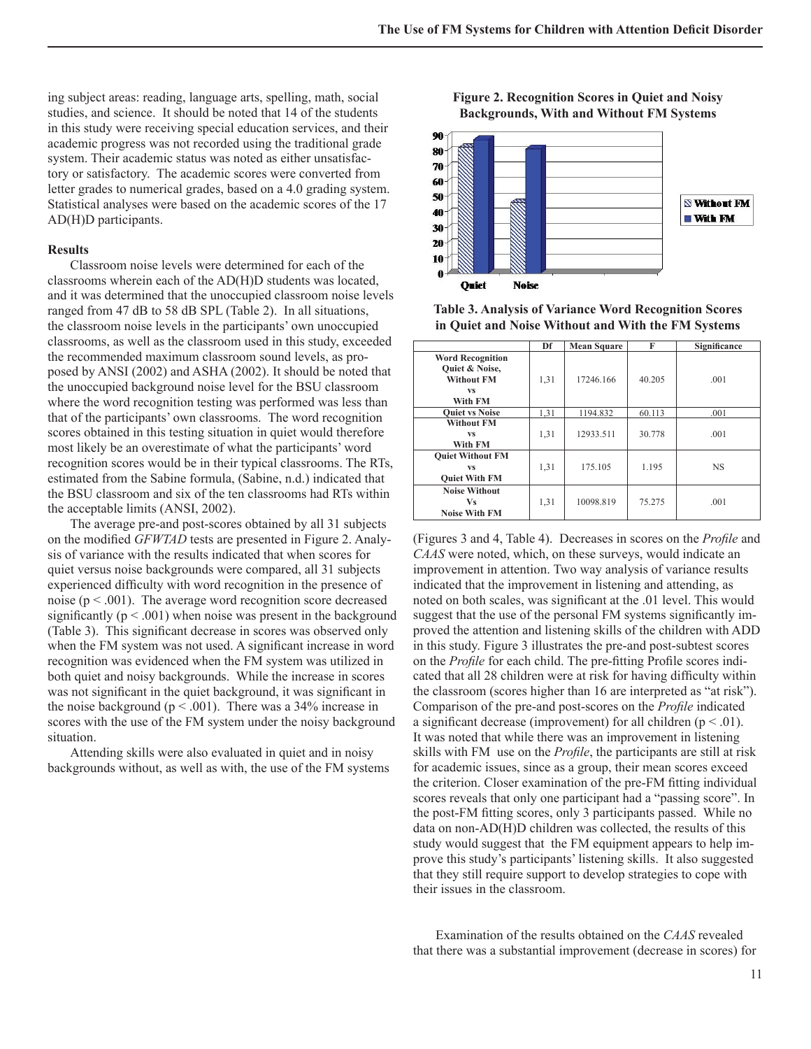ing subject areas: reading, language arts, spelling, math, social studies, and science. It should be noted that 14 of the students in this study were receiving special education services, and their academic progress was not recorded using the traditional grade system. Their academic status was noted as either unsatisfactory or satisfactory. The academic scores were converted from letter grades to numerical grades, based on a 4.0 grading system. Statistical analyses were based on the academic scores of the 17 AD(H)D participants.

### Results

Classroom noise levels were determined for each of the classrooms wherein each of the AD(H)D students was located, and it was determined that the unoccupied classroom noise levels ranged from 47 dB to 58 dB SPL (Table 2). In all situations, the classroom noise levels in the participants' own unoccupied classrooms, as well as the classroom used in this study, exceeded the recommended maximum classroom sound levels, as proposed by ANSI (2002) and ASHA (2002). It should be noted that the unoccupied background noise level for the BSU classroom where the word recognition testing was performed was less than that of the participants' own classrooms. The word recognition scores obtained in this testing situation in quiet would therefore most likely be an overestimate of what the participants' word recognition scores would be in their typical classrooms. The RTs, estimated from the Sabine formula, (Sabine, n.d.) indicated that the BSU classroom and six of the ten classrooms had RTs within the acceptable limits (ANSI, 2002).

The average pre-and post-scores obtained by all 31 subjects on the modified *GFWTAD* tests are presented in Figure 2. Analysis of variance with the results indicated that when scores for quiet versus noise backgrounds were compared, all 31 subjects experienced difficulty with word recognition in the presence of noise ($p < .001$). The average word recognition score decreased significantly ($p < .001$) when noise was present in the background (Table 3). This significant decrease in scores was observed only when the FM system was not used. A significant increase in word recognition was evidenced when the FM system was utilized in both quiet and noisy backgrounds. While the increase in scores was not significant in the quiet background, it was significant in the noise background ($p < .001$). There was a 34% increase in scores with the use of the FM system under the noisy background situation.

Attending skills were also evaluated in quiet and in noisy backgrounds without, as well as with, the use of the FM systems (Figures 3 and 4, Table 4). Decreases in scores on the *Profile* and *CAAS* were noted, which, on these surveys, would indicate an improvement in attention. Two way analysis of variance results indicated that the improvement in listening and attending, as noted on both scales, was significant at the .01 level. This would suggest that the use of the personal FM systems significantly improved the attention and listening skills of the children with ADD in this study. Figure 3 illustrates the pre-and post-subtest scores on the *Profile* for each child. The pre-fitting Profile scores indicated that all 28 children were at risk for having difficulty within the classroom (scores higher than 16 are interpreted as "at risk"). Comparison of the pre-and post-scores on the *Profile* indicated a significant decrease (improvement) for all children ($p < .01$). It was noted that while there was an improvement in listening skills with FM use on the *Profile*, the participants are still at risk for academic issues, since as a group, their mean scores exceed the criterion. Closer examination of the pre-FM fitting individual scores reveals that only one participant had a "passing score". In the post-FM fitting scores, only 3 participants passed. While no data on non-AD(H)D children was collected, the results of this study would suggest that the FM equipment appears to help improve this study's participants' listening skills. It also suggested that they still require support to develop strategies to cope with their issues in the classroom.

**Figure 2. Recognition Scores in Quiet and Noisy Backgrounds, With and Without FM Systems**

**Table 3. Analysis of Variance Word Recognition Scores in Quiet and Noise Without and With the FM Systems**

| | Df | Mean Square | F | Significance |
|---|---|---|---|---|
| **Word Recognition Quiet & Noise, Without FM vs With FM** | 1,31 | 17246.166 | 40.205 | .001 |
| **Quiet vs Noise** | 1,31 | 1194.832 | 60.113 | .001 |
| **Without FM vs With FM** | 1,31 | 12933.511 | 30.778 | .001 |
| **Quiet Without FM vs Quiet With FM** | 1,31 | 175.105 | 1.195 | NS |
| **Noise Without Vs Noise With FM** | 1,31 | 10098.819 | 75.275 | .001 |

Examination of the results obtained on the *CAAS* revealed that there was a substantial improvement (decrease in scores) for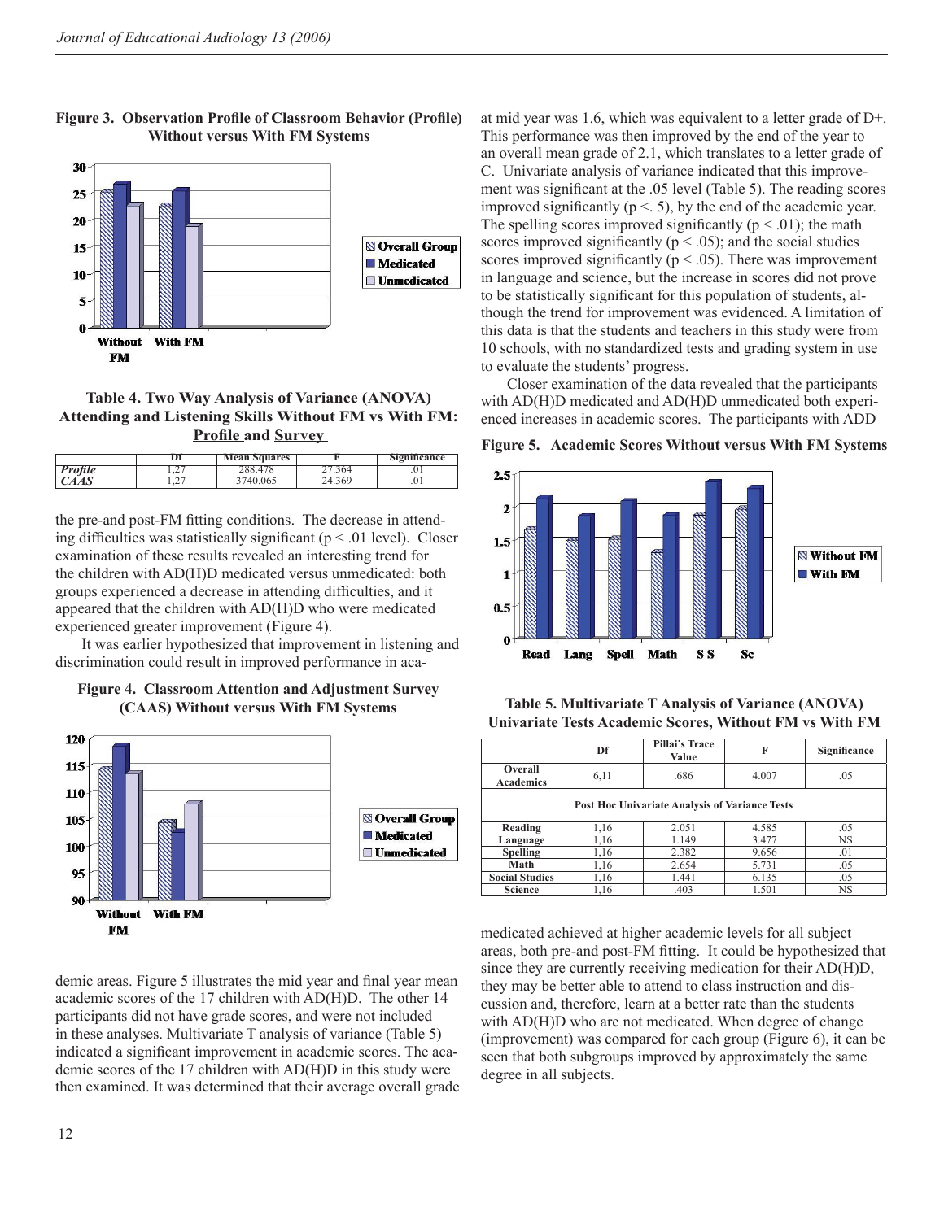**Figure 3. Observation Profile of Classroom Behavior (Profile) Without versus With FM Systems**

**Table 4. Two Way Analysis of Variance (ANOVA) Attending and Listening Skills Without FM vs With FM: Profile and Survey**

| | Df | Mean Squares | F | Significance |
|---|---|---|---|---|
| *Profile* | 1,27 | 288.478 | 27.364 | .01 |
| *CAAS* | 1,27 | 3740.065 | 24.369 | .01 |

the pre-and post-FM fitting conditions. The decrease in attending difficulties was statistically significant ($p < .01$ level). Closer examination of these results revealed an interesting trend for the children with AD(H)D medicated versus unmedicated: both groups experienced a decrease in attending difficulties, and it appeared that the children with AD(H)D who were medicated experienced greater improvement (Figure 4).

It was earlier hypothesized that improvement in listening and discrimination could result in improved performance in academic areas. Figure 5 illustrates the mid year and final year mean academic scores of the 17 children with AD(H)D. The other 14 participants did not have grade scores, and were not included in these analyses. Multivariate T analysis of variance (Table 5) indicated a significant improvement in academic scores. The academic scores of the 17 children with AD(H)D in this study were then examined. It was determined that their average overall grade at mid year was 1.6, which was equivalent to a letter grade of D+. This performance was then improved by the end of the year to an overall mean grade of 2.1, which translates to a letter grade of C. Univariate analysis of variance indicated that this improvement was significant at the .05 level (Table 5). The reading scores improved significantly ($p <. 5$), by the end of the academic year. The spelling scores improved significantly ($p < .01$); the math scores improved significantly ($p < .05$); and the social studies scores improved significantly ($p < .05$). There was improvement in language and science, but the increase in scores did not prove to be statistically significant for this population of students, although the trend for improvement was evidenced. A limitation of this data is that the students and teachers in this study were from 10 schools, with no standardized tests and grading system in use to evaluate the students' progress.

**Figure 4. Classroom Attention and Adjustment Survey (CAAS) Without versus With FM Systems**

Closer examination of the data revealed that the participants with AD(H)D medicated and AD(H)D unmedicated both experienced increases in academic scores. The participants with ADD medicated achieved at higher academic levels for all subject areas, both pre-and post-FM fitting. It could be hypothesized that since they are currently receiving medication for their AD(H)D, they may be better able to attend to class instruction and discussion and, therefore, learn at a better rate than the students with AD(H)D who are not medicated. When degree of change (improvement) was compared for each group (Figure 6), it can be seen that both subgroups improved by approximately the same degree in all subjects.

**Figure 5. Academic Scores Without versus With FM Systems**

**Table 5. Multivariate T Analysis of Variance (ANOVA) Univariate Tests Academic Scores, Without FM vs With FM**

| | Df | Pillai's Trace Value | F | Significance |
|---|---|---|---|---|
| **Overall Academics** | 6,11 | .686 | 4.007 | .05 |
| **Post Hoc Univariate Analysis of Variance Tests** | | | | |
| **Reading** | 1,16 | 2.051 | 4.585 | .05 |
| **Language** | 1,16 | 1.149 | 3.477 | NS |
| **Spelling** | 1,16 | 2.382 | 9.656 | .01 |
| **Math** | 1,16 | 2.654 | 5.731 | .05 |
| **Social Studies** | 1,16 | 1.441 | 6.135 | .05 |
| **Science** | 1,16 | .403 | 1.501 | NS |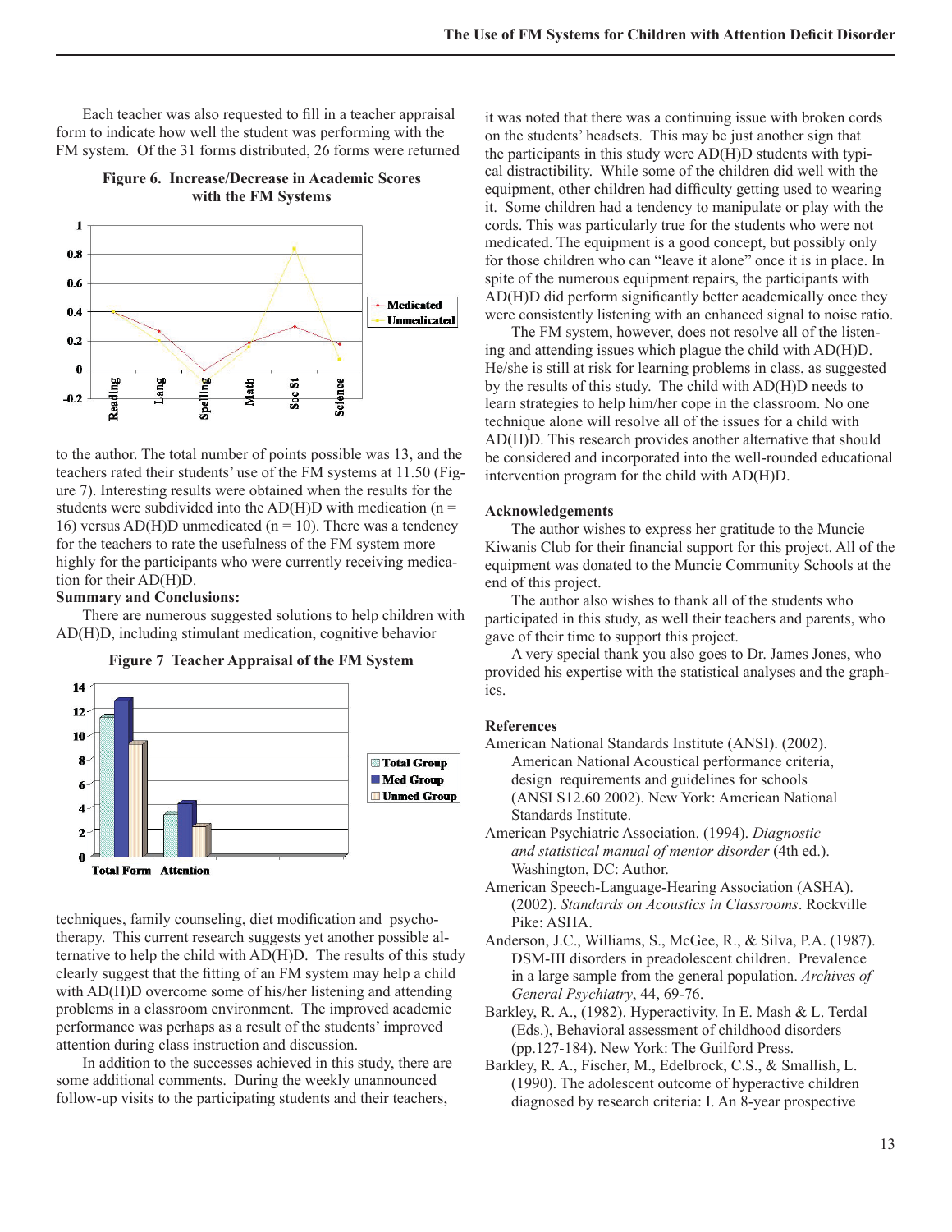Each teacher was also requested to fill in a teacher appraisal form to indicate how well the student was performing with the FM system. Of the 31 forms distributed, 26 forms were returned to the author. The total number of points possible was 13, and the teachers rated their students' use of the FM systems at 11.50 (Figure 7). Interesting results were obtained when the results for the students were subdivided into the AD(H)D with medication (n = 16) versus AD(H)D unmedicated (n = 10). There was a tendency for the teachers to rate the usefulness of the FM system more highly for the participants who were currently receiving medication for their AD(H)D.

**Figure 6. Increase/Decrease in Academic Scores with the FM Systems**

**Summary and Conclusions:**

There are numerous suggested solutions to help children with AD(H)D, including stimulant medication, cognitive behavior techniques, family counseling, diet modification and psychotherapy. This current research suggests yet another possible alternative to help the child with AD(H)D. The results of this study clearly suggest that the fitting of an FM system may help a child with AD(H)D overcome some of his/her listening and attending problems in a classroom environment. The improved academic performance was perhaps as a result of the students' improved attention during class instruction and discussion.

**Figure 7 Teacher Appraisal of the FM System**

In addition to the successes achieved in this study, there are some additional comments. During the weekly unannounced follow-up visits to the participating students and their teachers, it was noted that there was a continuing issue with broken cords on the students' headsets. This may be just another sign that the participants in this study were AD(H)D students with typical distractibility. While some of the children did well with the equipment, other children had difficulty getting used to wearing it. Some children had a tendency to manipulate or play with the cords. This was particularly true for the students who were not medicated. The equipment is a good concept, but possibly only for those children who can "leave it alone" once it is in place. In spite of the numerous equipment repairs, the participants with AD(H)D did perform significantly better academically once they were consistently listening with an enhanced signal to noise ratio.

The FM system, however, does not resolve all of the listening and attending issues which plague the child with AD(H)D. He/she is still at risk for learning problems in class, as suggested by the results of this study. The child with AD(H)D needs to learn strategies to help him/her cope in the classroom. No one technique alone will resolve all of the issues for a child with AD(H)D. This research provides another alternative that should be considered and incorporated into the well-rounded educational intervention program for the child with AD(H)D.

## Acknowledgements

The author wishes to express her gratitude to the Muncie Kiwanis Club for their financial support for this project. All of the equipment was donated to the Muncie Community Schools at the end of this project.

The author also wishes to thank all of the students who participated in this study, as well their teachers and parents, who gave of their time to support this project.

A very special thank you also goes to Dr. James Jones, who provided his expertise with the statistical analyses and the graphics.

## References

American National Standards Institute (ANSI). (2002). American National Acoustical performance criteria, design requirements and guidelines for schools (ANSI S12.60 2002). New York: American National Standards Institute.

American Psychiatric Association. (1994). *Diagnostic and statistical manual of mentor disorder* (4th ed.). Washington, DC: Author.

American Speech-Language-Hearing Association (ASHA). (2002). *Standards on Acoustics in Classrooms*. Rockville Pike: ASHA.

Anderson, J.C., Williams, S., McGee, R., & Silva, P.A. (1987). DSM-III disorders in preadolescent children. Prevalence in a large sample from the general population. *Archives of General Psychiatry*, 44, 69-76.

Barkley, R. A., (1982). Hyperactivity. In E. Mash & L. Terdal (Eds.), Behavioral assessment of childhood disorders (pp.127-184). New York: The Guilford Press.

Barkley, R. A., Fischer, M., Edelbrock, C.S., & Smallish, L. (1990). The adolescent outcome of hyperactive children diagnosed by research criteria: I. An 8-year prospective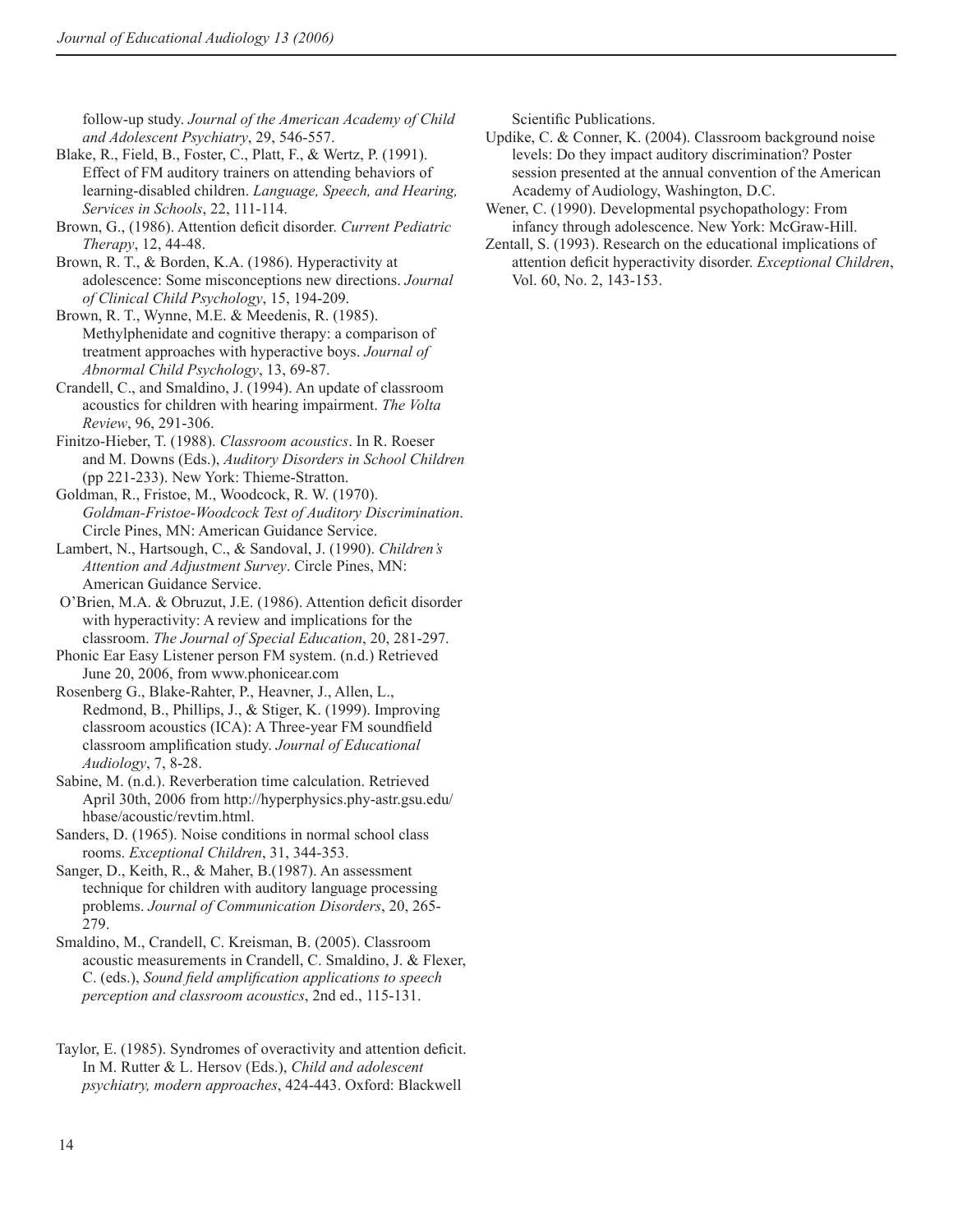follow-up study. *Journal of the American Academy of Child and Adolescent Psychiatry*, 29, 546-557.

Blake, R., Field, B., Foster, C., Platt, F., & Wertz, P. (1991). Effect of FM auditory trainers on attending behaviors of learning-disabled children. *Language, Speech, and Hearing, Services in Schools*, 22, 111-114.

Brown, G., (1986). Attention deficit disorder. *Current Pediatric Therapy*, 12, 44-48.

Brown, R. T., & Borden, K.A. (1986). Hyperactivity at adolescence: Some misconceptions new directions. *Journal of Clinical Child Psychology*, 15, 194-209.

Brown, R. T., Wynne, M.E. & Meedenis, R. (1985). Methylphenidate and cognitive therapy: a comparison of treatment approaches with hyperactive boys. *Journal of Abnormal Child Psychology*, 13, 69-87.

Crandell, C., and Smaldino, J. (1994). An update of classroom acoustics for children with hearing impairment. *The Volta Review*, 96, 291-306.

Finitzo-Hieber, T. (1988). *Classroom acoustics*. In R. Roeser and M. Downs (Eds.), *Auditory Disorders in School Children* (pp 221-233). New York: Thieme-Stratton.

Goldman, R., Fristoe, M., Woodcock, R. W. (1970). *Goldman-Fristoe-Woodcock Test of Auditory Discrimination*. Circle Pines, MN: American Guidance Service.

Lambert, N., Hartsough, C., & Sandoval, J. (1990). *Children's Attention and Adjustment Survey*. Circle Pines, MN: American Guidance Service.

O'Brien, M.A. & Obruzut, J.E. (1986). Attention deficit disorder with hyperactivity: A review and implications for the classroom. *The Journal of Special Education*, 20, 281-297.

Phonic Ear Easy Listener person FM system. (n.d.) Retrieved June 20, 2006, from www.phonicear.com

Rosenberg G., Blake-Rahter, P., Heavner, J., Allen, L., Redmond, B., Phillips, J., & Stiger, K. (1999). Improving classroom acoustics (ICA): A Three-year FM soundfield classroom amplification study. *Journal of Educational Audiology*, 7, 8-28.

Sabine, M. (n.d.). Reverberation time calculation. Retrieved April 30th, 2006 from http://hyperphysics.phy-astr.gsu.edu/hbase/acoustic/revtim.html.

Sanders, D. (1965). Noise conditions in normal school class rooms. *Exceptional Children*, 31, 344-353.

Sanger, D., Keith, R., & Maher, B.(1987). An assessment technique for children with auditory language processing problems. *Journal of Communication Disorders*, 20, 265-279.

Smaldino, M., Crandell, C. Kreisman, B. (2005). Classroom acoustic measurements in Crandell, C. Smaldino, J. & Flexer, C. (eds.), *Sound field amplification applications to speech perception and classroom acoustics*, 2nd ed., 115-131.

Taylor, E. (1985). Syndromes of overactivity and attention deficit. In M. Rutter & L. Hersov (Eds.), *Child and adolescent psychiatry, modern approaches*, 424-443. Oxford: Blackwell Scientific Publications.

Updike, C. & Conner, K. (2004). Classroom background noise levels: Do they impact auditory discrimination? Poster session presented at the annual convention of the American Academy of Audiology, Washington, D.C.

Wener, C. (1990). Developmental psychopathology: From infancy through adolescence. New York: McGraw-Hill.

Zentall, S. (1993). Research on the educational implications of attention deficit hyperactivity disorder. *Exceptional Children*, Vol. 60, No. 2, 143-153.